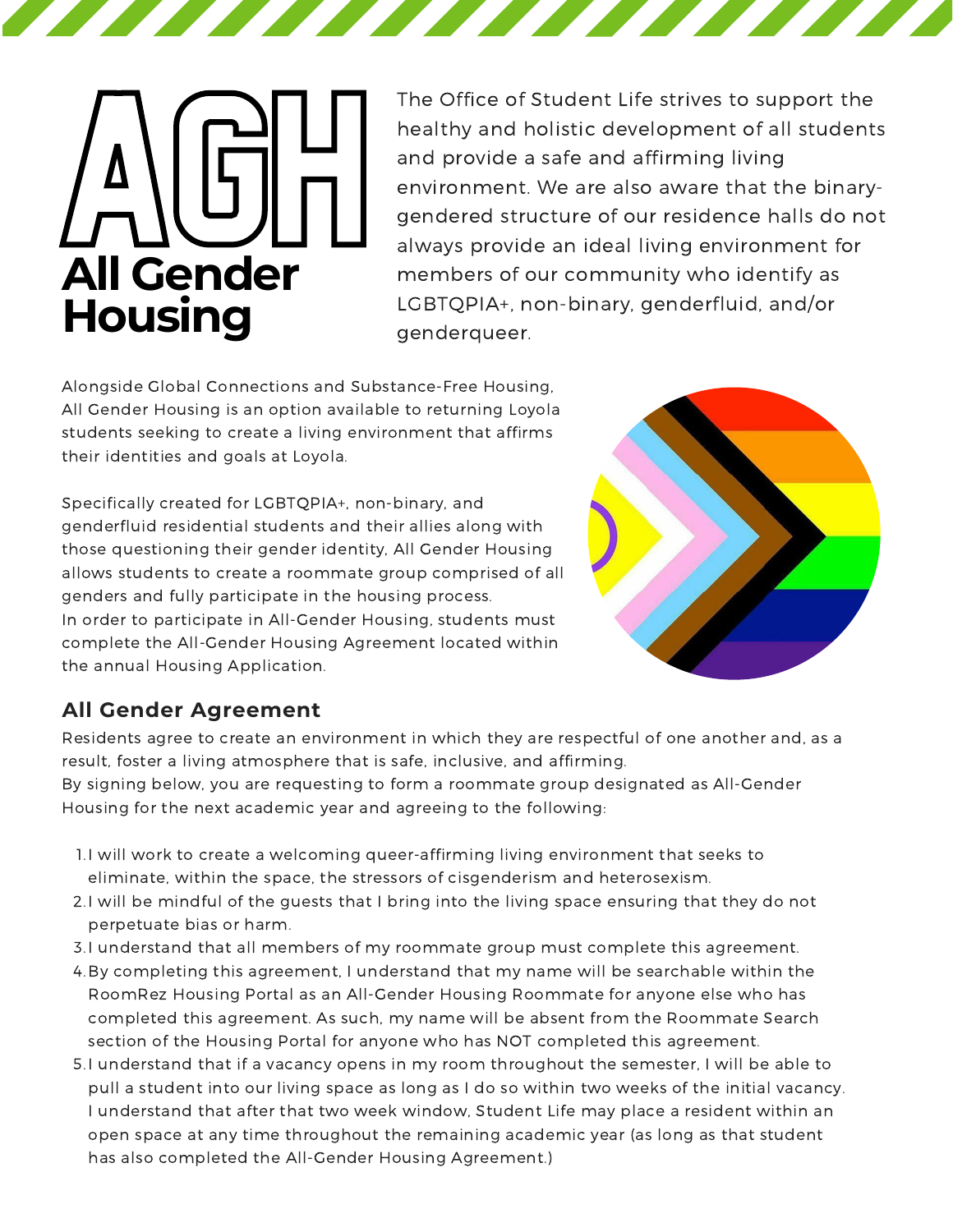# AGH

# All Gender Housing

The Office of Student Life strives to support the healthy and holistic development of all students and provide a safe and affirming living environment. We are also aware that the binary-gendered structure of our residence halls do not always provide an ideal living environment for members of our community who identify as LGBTQPIA+, non-binary, genderfluid, and/or genderqueer.

Alongside Global Connections and Substance-Free Housing, All Gender Housing is an option available to returning Loyola students seeking to create a living environment that affirms their identities and goals at Loyola.

Specifically created for LGBTQPIA+, non-binary, and genderfluid residential students and their allies along with those questioning their gender identity, All Gender Housing allows students to create a roommate group comprised of all genders and fully participate in the housing process.
In order to participate in All-Gender Housing, students must complete the All-Gender Housing Agreement located within the annual Housing Application.

## All Gender Agreement

Residents agree to create an environment in which they are respectful of one another and, as a result, foster a living atmosphere that is safe, inclusive, and affirming.
By signing below, you are requesting to form a roommate group designated as All-Gender Housing for the next academic year and agreeing to the following:

1. I will work to create a welcoming queer-affirming living environment that seeks to eliminate, within the space, the stressors of cisgenderism and heterosexism.
2. I will be mindful of the guests that I bring into the living space ensuring that they do not perpetuate bias or harm.
3. I understand that all members of my roommate group must complete this agreement.
4. By completing this agreement, I understand that my name will be searchable within the RoomRez Housing Portal as an All-Gender Housing Roommate for anyone else who has completed this agreement. As such, my name will be absent from the Roommate Search section of the Housing Portal for anyone who has NOT completed this agreement.
5. I understand that if a vacancy opens in my room throughout the semester, I will be able to pull a student into our living space as long as I do so within two weeks of the initial vacancy. I understand that after that two week window, Student Life may place a resident within an open space at any time throughout the remaining academic year (as long as that student has also completed the All-Gender Housing Agreement.)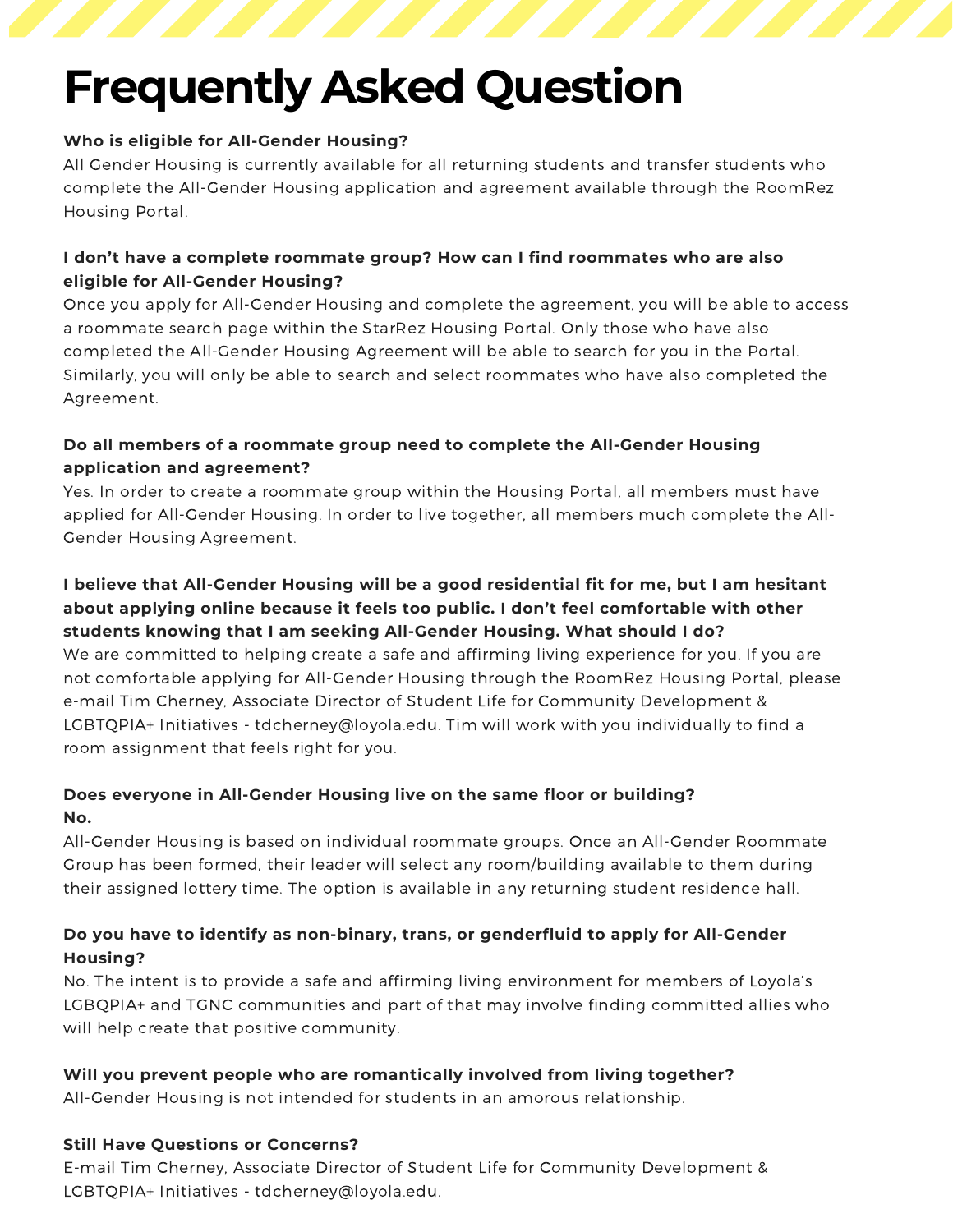# Frequently Asked Question

**Who is eligible for All-Gender Housing?**
All Gender Housing is currently available for all returning students and transfer students who complete the All-Gender Housing application and agreement available through the RoomRez Housing Portal.

**I don't have a complete roommate group? How can I find roommates who are also eligible for All-Gender Housing?**
Once you apply for All-Gender Housing and complete the agreement, you will be able to access a roommate search page within the StarRez Housing Portal. Only those who have also completed the All-Gender Housing Agreement will be able to search for you in the Portal. Similarly, you will only be able to search and select roommates who have also completed the Agreement.

**Do all members of a roommate group need to complete the All-Gender Housing application and agreement?**
Yes. In order to create a roommate group within the Housing Portal, all members must have applied for All-Gender Housing. In order to live together, all members much complete the All-Gender Housing Agreement.

**I believe that All-Gender Housing will be a good residential fit for me, but I am hesitant about applying online because it feels too public. I don't feel comfortable with other students knowing that I am seeking All-Gender Housing. What should I do?**
We are committed to helping create a safe and affirming living experience for you. If you are not comfortable applying for All-Gender Housing through the RoomRez Housing Portal, please e-mail Tim Cherney, Associate Director of Student Life for Community Development & LGBTQPIA+ Initiatives - tdcherney@loyola.edu. Tim will work with you individually to find a room assignment that feels right for you.

**Does everyone in All-Gender Housing live on the same floor or building?**
**No.**
All-Gender Housing is based on individual roommate groups. Once an All-Gender Roommate Group has been formed, their leader will select any room/building available to them during their assigned lottery time. The option is available in any returning student residence hall.

**Do you have to identify as non-binary, trans, or genderfluid to apply for All-Gender Housing?**
No. The intent is to provide a safe and affirming living environment for members of Loyola's LGBQPIA+ and TGNC communities and part of that may involve finding committed allies who will help create that positive community.

**Will you prevent people who are romantically involved from living together?**
All-Gender Housing is not intended for students in an amorous relationship.

**Still Have Questions or Concerns?**
E-mail Tim Cherney, Associate Director of Student Life for Community Development & LGBTQPIA+ Initiatives - tdcherney@loyola.edu.